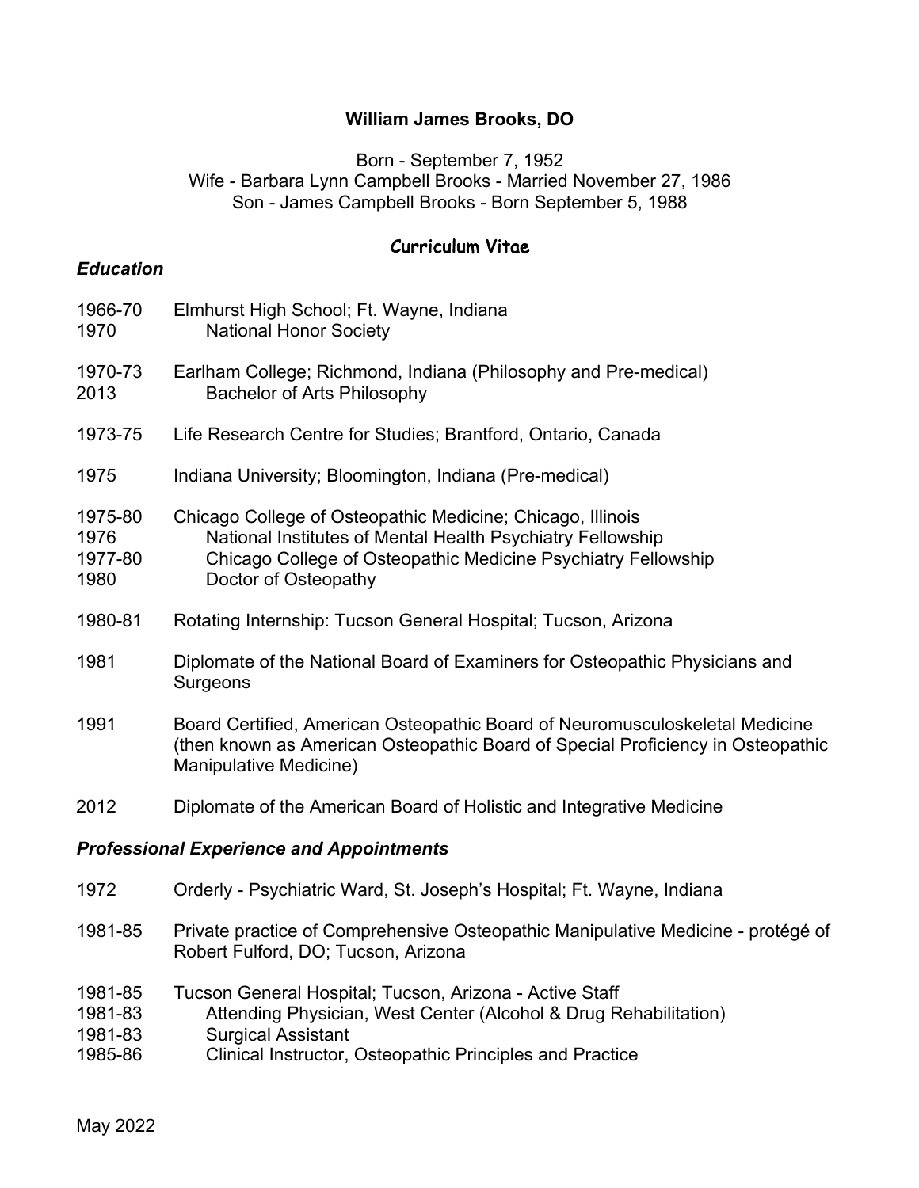# William James Brooks, DO

Born - September 7, 1952
Wife - Barbara Lynn Campbell Brooks - Married November 27, 1986
Son - James Campbell Brooks - Born September 5, 1988

## Curriculum Vitae

### *Education*

1966-70 Elmhurst High School; Ft. Wayne, Indiana
1970 National Honor Society

1970-73 Earlham College; Richmond, Indiana (Philosophy and Pre-medical)
2013 Bachelor of Arts Philosophy

1973-75 Life Research Centre for Studies; Brantford, Ontario, Canada

1975 Indiana University; Bloomington, Indiana (Pre-medical)

1975-80 Chicago College of Osteopathic Medicine; Chicago, Illinois
1976 National Institutes of Mental Health Psychiatry Fellowship
1977-80 Chicago College of Osteopathic Medicine Psychiatry Fellowship
1980 Doctor of Osteopathy

1980-81 Rotating Internship: Tucson General Hospital; Tucson, Arizona

1981 Diplomate of the National Board of Examiners for Osteopathic Physicians and Surgeons

1991 Board Certified, American Osteopathic Board of Neuromusculoskeletal Medicine (then known as American Osteopathic Board of Special Proficiency in Osteopathic Manipulative Medicine)

2012 Diplomate of the American Board of Holistic and Integrative Medicine

### *Professional Experience and Appointments*

1972 Orderly - Psychiatric Ward, St. Joseph's Hospital; Ft. Wayne, Indiana

1981-85 Private practice of Comprehensive Osteopathic Manipulative Medicine - protégé of Robert Fulford, DO; Tucson, Arizona

1981-85 Tucson General Hospital; Tucson, Arizona - Active Staff
1981-83 Attending Physician, West Center (Alcohol & Drug Rehabilitation)
1981-83 Surgical Assistant
1985-86 Clinical Instructor, Osteopathic Principles and Practice

May 2022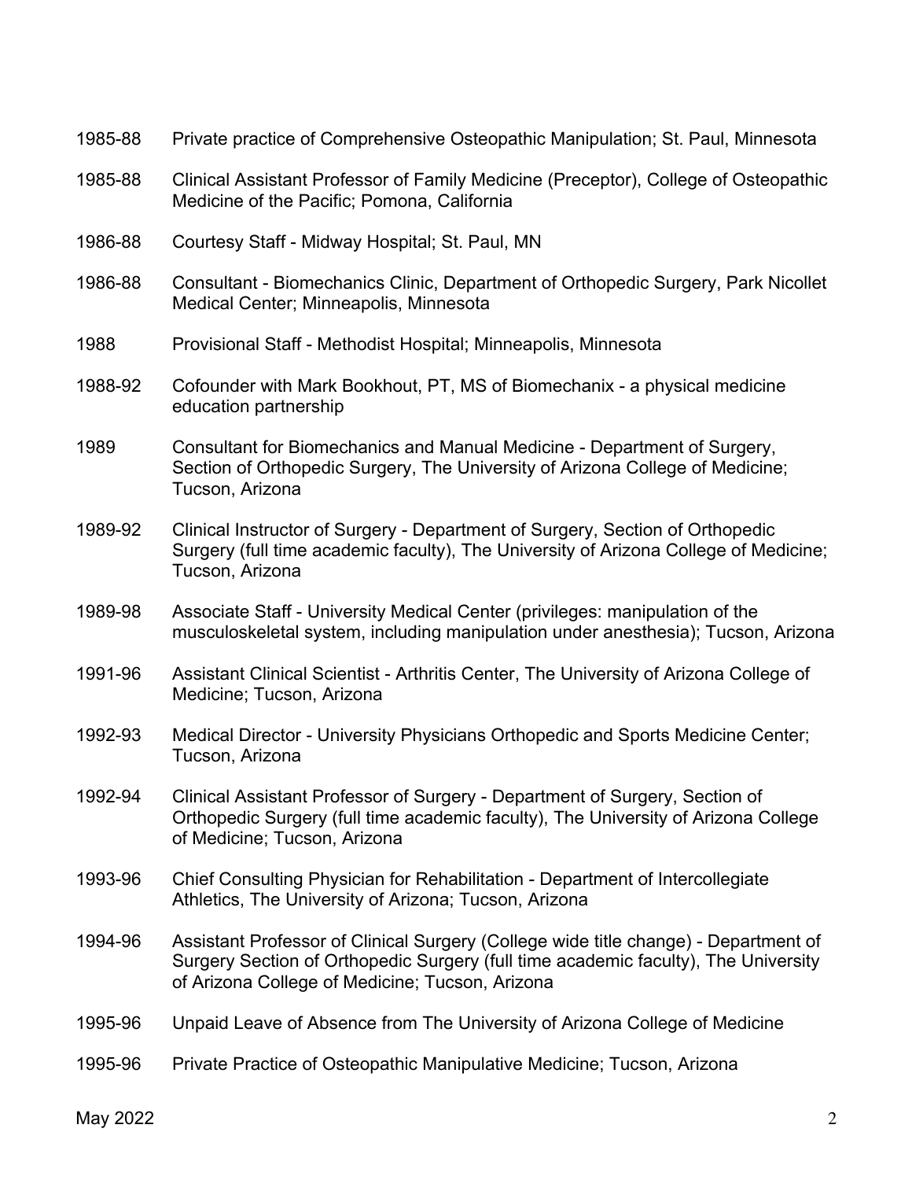1985-88 Private practice of Comprehensive Osteopathic Manipulation; St. Paul, Minnesota

1985-88 Clinical Assistant Professor of Family Medicine (Preceptor), College of Osteopathic Medicine of the Pacific; Pomona, California

1986-88 Courtesy Staff - Midway Hospital; St. Paul, MN

1986-88 Consultant - Biomechanics Clinic, Department of Orthopedic Surgery, Park Nicollet Medical Center; Minneapolis, Minnesota

1988 Provisional Staff - Methodist Hospital; Minneapolis, Minnesota

1988-92 Cofounder with Mark Bookhout, PT, MS of Biomechanix - a physical medicine education partnership

1989 Consultant for Biomechanics and Manual Medicine - Department of Surgery, Section of Orthopedic Surgery, The University of Arizona College of Medicine; Tucson, Arizona

1989-92 Clinical Instructor of Surgery - Department of Surgery, Section of Orthopedic Surgery (full time academic faculty), The University of Arizona College of Medicine; Tucson, Arizona

1989-98 Associate Staff - University Medical Center (privileges: manipulation of the musculoskeletal system, including manipulation under anesthesia); Tucson, Arizona

1991-96 Assistant Clinical Scientist - Arthritis Center, The University of Arizona College of Medicine; Tucson, Arizona

1992-93 Medical Director - University Physicians Orthopedic and Sports Medicine Center; Tucson, Arizona

1992-94 Clinical Assistant Professor of Surgery - Department of Surgery, Section of Orthopedic Surgery (full time academic faculty), The University of Arizona College of Medicine; Tucson, Arizona

1993-96 Chief Consulting Physician for Rehabilitation - Department of Intercollegiate Athletics, The University of Arizona; Tucson, Arizona

1994-96 Assistant Professor of Clinical Surgery (College wide title change) - Department of Surgery Section of Orthopedic Surgery (full time academic faculty), The University of Arizona College of Medicine; Tucson, Arizona

1995-96 Unpaid Leave of Absence from The University of Arizona College of Medicine

1995-96 Private Practice of Osteopathic Manipulative Medicine; Tucson, Arizona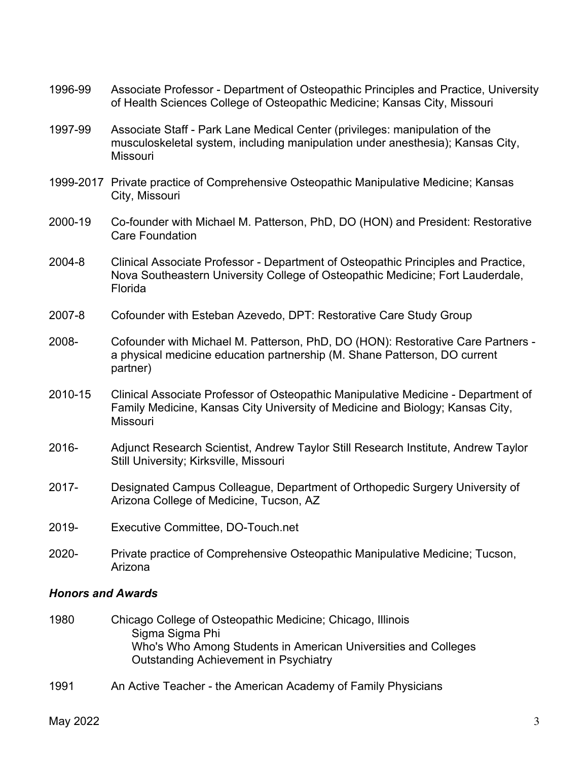1996-99 Associate Professor - Department of Osteopathic Principles and Practice, University of Health Sciences College of Osteopathic Medicine; Kansas City, Missouri

1997-99 Associate Staff - Park Lane Medical Center (privileges: manipulation of the musculoskeletal system, including manipulation under anesthesia); Kansas City, Missouri

1999-2017 Private practice of Comprehensive Osteopathic Manipulative Medicine; Kansas City, Missouri

2000-19 Co-founder with Michael M. Patterson, PhD, DO (HON) and President: Restorative Care Foundation

2004-8 Clinical Associate Professor - Department of Osteopathic Principles and Practice, Nova Southeastern University College of Osteopathic Medicine; Fort Lauderdale, Florida

2007-8 Cofounder with Esteban Azevedo, DPT: Restorative Care Study Group

2008- Cofounder with Michael M. Patterson, PhD, DO (HON): Restorative Care Partners - a physical medicine education partnership (M. Shane Patterson, DO current partner)

2010-15 Clinical Associate Professor of Osteopathic Manipulative Medicine - Department of Family Medicine, Kansas City University of Medicine and Biology; Kansas City, Missouri

2016- Adjunct Research Scientist, Andrew Taylor Still Research Institute, Andrew Taylor Still University; Kirksville, Missouri

2017- Designated Campus Colleague, Department of Orthopedic Surgery University of Arizona College of Medicine, Tucson, AZ

2019- Executive Committee, DO-Touch.net

2020- Private practice of Comprehensive Osteopathic Manipulative Medicine; Tucson, Arizona

### *Honors and Awards*

1980 Chicago College of Osteopathic Medicine; Chicago, Illinois
- Sigma Sigma Phi
- Who's Who Among Students in American Universities and Colleges
- Outstanding Achievement in Psychiatry

1991 An Active Teacher - the American Academy of Family Physicians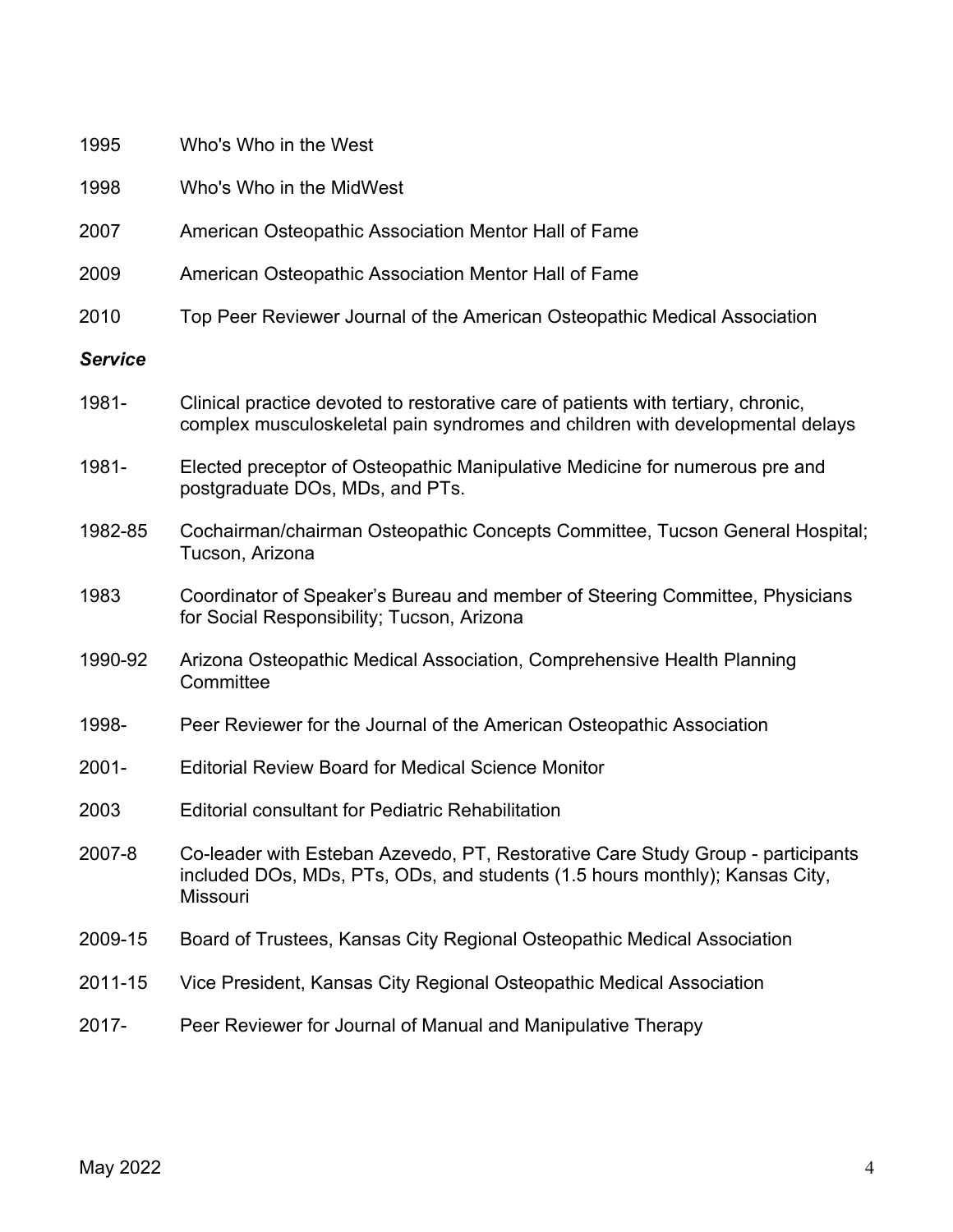1995 Who's Who in the West

1998 Who's Who in the MidWest

2007 American Osteopathic Association Mentor Hall of Fame

2009 American Osteopathic Association Mentor Hall of Fame

2010 Top Peer Reviewer Journal of the American Osteopathic Medical Association

***Service***

1981- Clinical practice devoted to restorative care of patients with tertiary, chronic, complex musculoskeletal pain syndromes and children with developmental delays

1981- Elected preceptor of Osteopathic Manipulative Medicine for numerous pre and postgraduate DOs, MDs, and PTs.

1982-85 Cochairman/chairman Osteopathic Concepts Committee, Tucson General Hospital; Tucson, Arizona

1983 Coordinator of Speaker's Bureau and member of Steering Committee, Physicians for Social Responsibility; Tucson, Arizona

1990-92 Arizona Osteopathic Medical Association, Comprehensive Health Planning Committee

1998- Peer Reviewer for the Journal of the American Osteopathic Association

2001- Editorial Review Board for Medical Science Monitor

2003 Editorial consultant for Pediatric Rehabilitation

2007-8 Co-leader with Esteban Azevedo, PT, Restorative Care Study Group - participants included DOs, MDs, PTs, ODs, and students (1.5 hours monthly); Kansas City, Missouri

2009-15 Board of Trustees, Kansas City Regional Osteopathic Medical Association

2011-15 Vice President, Kansas City Regional Osteopathic Medical Association

2017- Peer Reviewer for Journal of Manual and Manipulative Therapy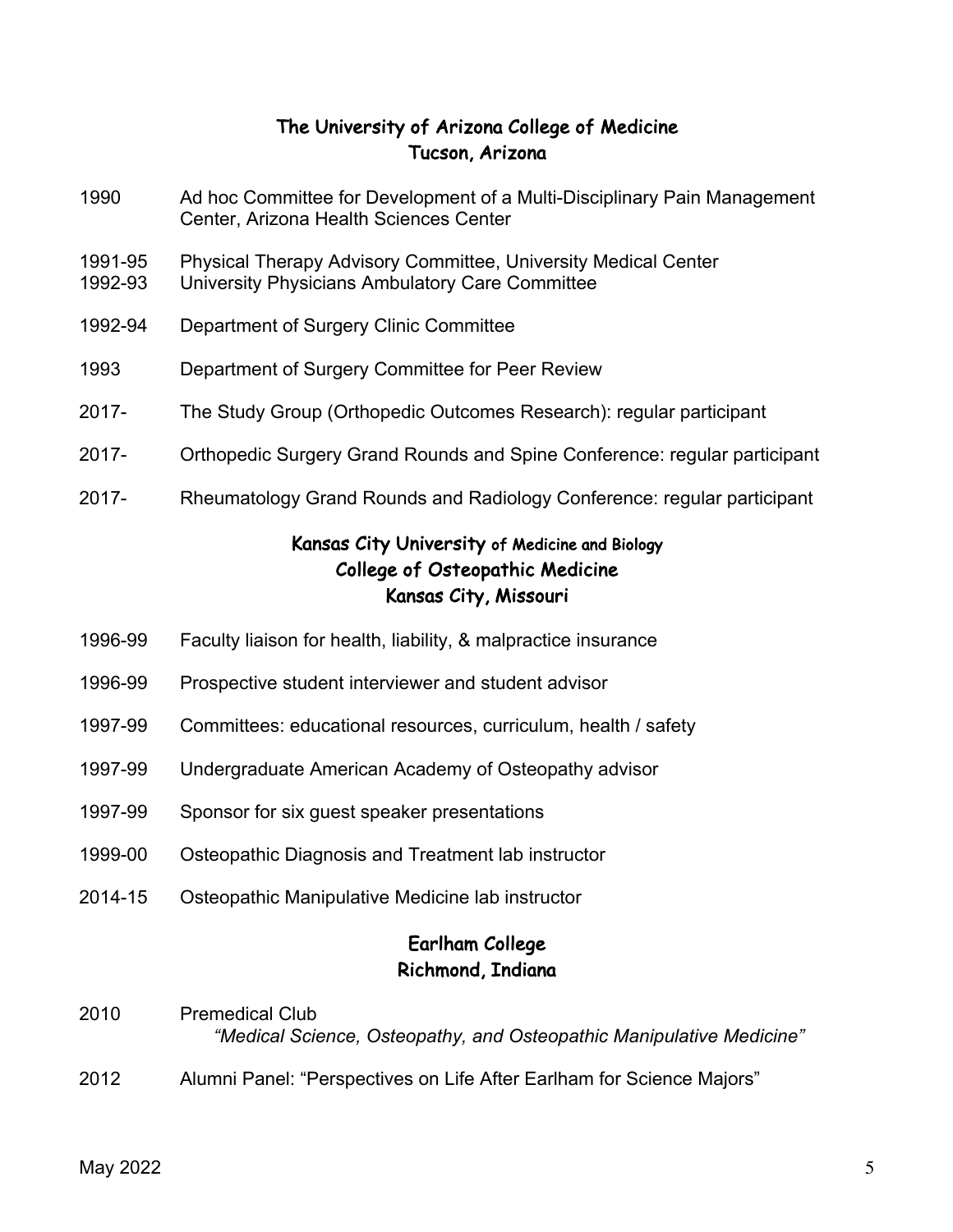## The University of Arizona College of Medicine
## Tucson, Arizona

1990 Ad hoc Committee for Development of a Multi-Disciplinary Pain Management Center, Arizona Health Sciences Center

1991-95 Physical Therapy Advisory Committee, University Medical Center
1992-93 University Physicians Ambulatory Care Committee

1992-94 Department of Surgery Clinic Committee

1993 Department of Surgery Committee for Peer Review

2017- The Study Group (Orthopedic Outcomes Research): regular participant

2017- Orthopedic Surgery Grand Rounds and Spine Conference: regular participant

2017- Rheumatology Grand Rounds and Radiology Conference: regular participant

## Kansas City University of Medicine and Biology
## College of Osteopathic Medicine
## Kansas City, Missouri

1996-99 Faculty liaison for health, liability, & malpractice insurance

1996-99 Prospective student interviewer and student advisor

1997-99 Committees: educational resources, curriculum, health / safety

1997-99 Undergraduate American Academy of Osteopathy advisor

1997-99 Sponsor for six guest speaker presentations

1999-00 Osteopathic Diagnosis and Treatment lab instructor

2014-15 Osteopathic Manipulative Medicine lab instructor

## Earlham College
## Richmond, Indiana

2010 Premedical Club
*"Medical Science, Osteopathy, and Osteopathic Manipulative Medicine"*

2012 Alumni Panel: "Perspectives on Life After Earlham for Science Majors"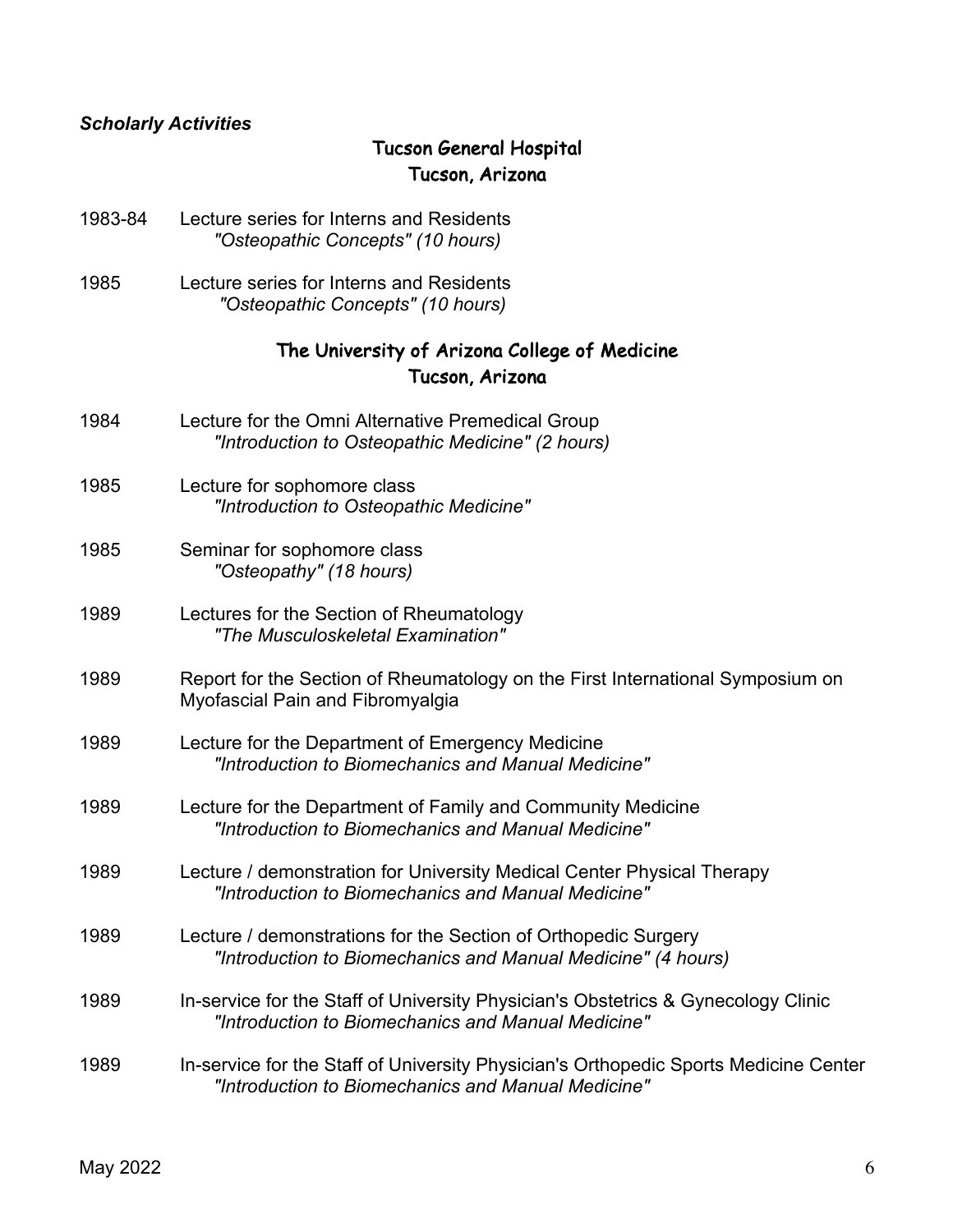***Scholarly Activities***

## Tucson General Hospital
## Tucson, Arizona

1983-84 Lecture series for Interns and Residents
*"Osteopathic Concepts" (10 hours)*

1985 Lecture series for Interns and Residents
*"Osteopathic Concepts" (10 hours)*

## The University of Arizona College of Medicine
## Tucson, Arizona

1984 Lecture for the Omni Alternative Premedical Group
*"Introduction to Osteopathic Medicine" (2 hours)*

1985 Lecture for sophomore class
*"Introduction to Osteopathic Medicine"*

1985 Seminar for sophomore class
*"Osteopathy" (18 hours)*

1989 Lectures for the Section of Rheumatology
*"The Musculoskeletal Examination"*

1989 Report for the Section of Rheumatology on the First International Symposium on Myofascial Pain and Fibromyalgia

1989 Lecture for the Department of Emergency Medicine
*"Introduction to Biomechanics and Manual Medicine"*

1989 Lecture for the Department of Family and Community Medicine
*"Introduction to Biomechanics and Manual Medicine"*

1989 Lecture / demonstration for University Medical Center Physical Therapy
*"Introduction to Biomechanics and Manual Medicine"*

1989 Lecture / demonstrations for the Section of Orthopedic Surgery
*"Introduction to Biomechanics and Manual Medicine" (4 hours)*

1989 In-service for the Staff of University Physician's Obstetrics & Gynecology Clinic
*"Introduction to Biomechanics and Manual Medicine"*

1989 In-service for the Staff of University Physician's Orthopedic Sports Medicine Center
*"Introduction to Biomechanics and Manual Medicine"*

May 2022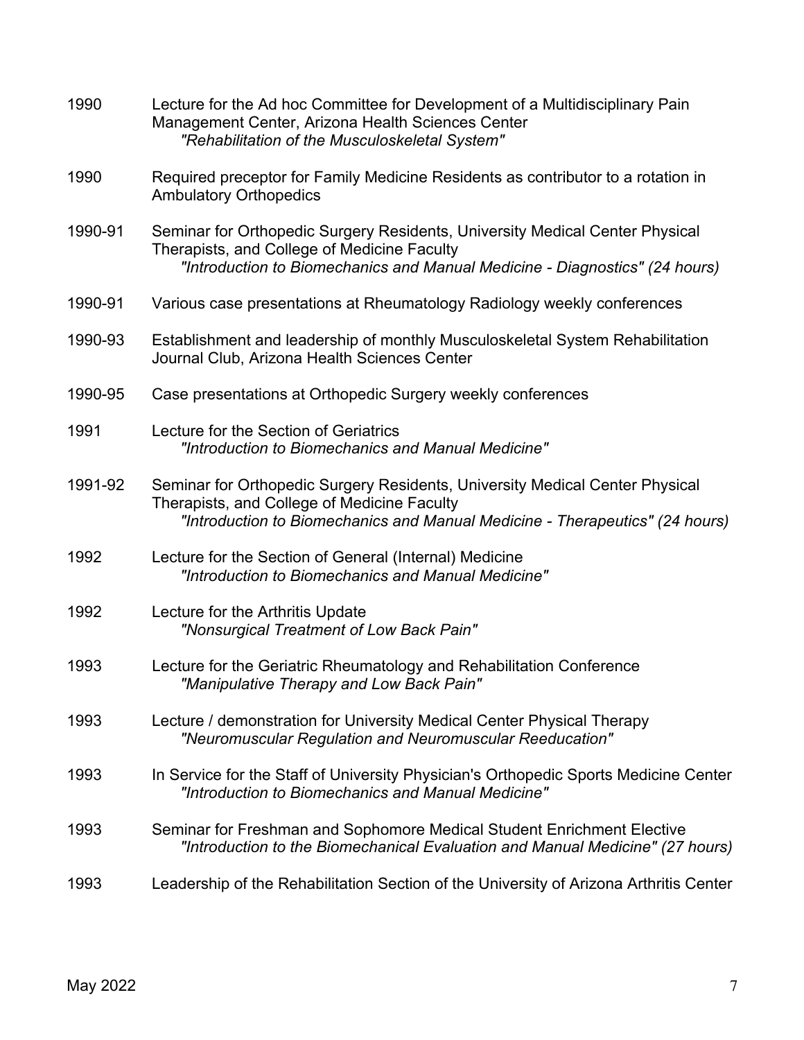1990 Lecture for the Ad hoc Committee for Development of a Multidisciplinary Pain Management Center, Arizona Health Sciences Center
*"Rehabilitation of the Musculoskeletal System"*

1990 Required preceptor for Family Medicine Residents as contributor to a rotation in Ambulatory Orthopedics

1990-91 Seminar for Orthopedic Surgery Residents, University Medical Center Physical Therapists, and College of Medicine Faculty
*"Introduction to Biomechanics and Manual Medicine - Diagnostics" (24 hours)*

1990-91 Various case presentations at Rheumatology Radiology weekly conferences

1990-93 Establishment and leadership of monthly Musculoskeletal System Rehabilitation Journal Club, Arizona Health Sciences Center

1990-95 Case presentations at Orthopedic Surgery weekly conferences

1991 Lecture for the Section of Geriatrics
*"Introduction to Biomechanics and Manual Medicine"*

1991-92 Seminar for Orthopedic Surgery Residents, University Medical Center Physical Therapists, and College of Medicine Faculty
*"Introduction to Biomechanics and Manual Medicine - Therapeutics" (24 hours)*

1992 Lecture for the Section of General (Internal) Medicine
*"Introduction to Biomechanics and Manual Medicine"*

1992 Lecture for the Arthritis Update
*"Nonsurgical Treatment of Low Back Pain"*

1993 Lecture for the Geriatric Rheumatology and Rehabilitation Conference
*"Manipulative Therapy and Low Back Pain"*

1993 Lecture / demonstration for University Medical Center Physical Therapy
*"Neuromuscular Regulation and Neuromuscular Reeducation"*

1993 In Service for the Staff of University Physician's Orthopedic Sports Medicine Center
*"Introduction to Biomechanics and Manual Medicine"*

1993 Seminar for Freshman and Sophomore Medical Student Enrichment Elective
*"Introduction to the Biomechanical Evaluation and Manual Medicine" (27 hours)*

1993 Leadership of the Rehabilitation Section of the University of Arizona Arthritis Center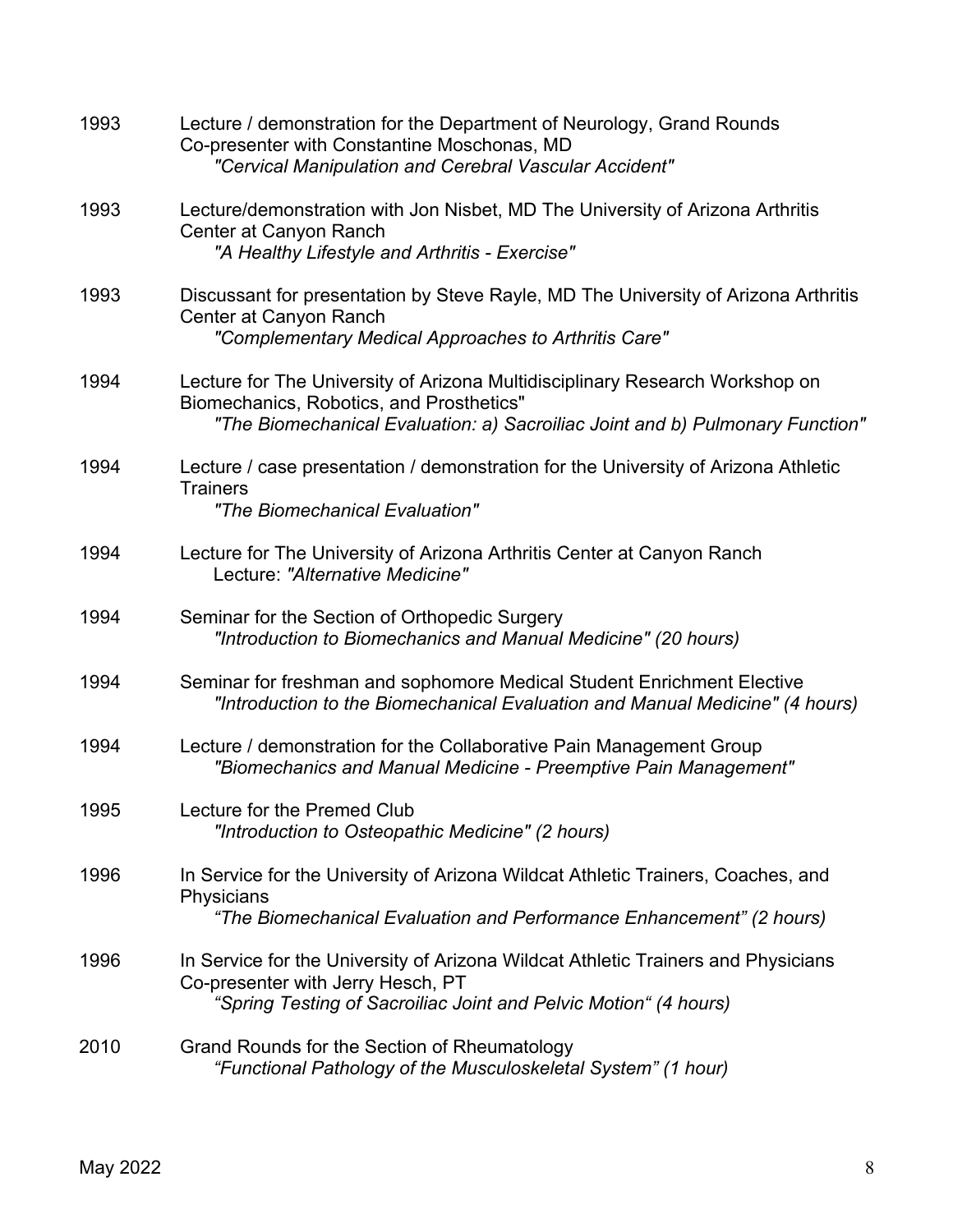1993 Lecture / demonstration for the Department of Neurology, Grand Rounds
Co-presenter with Constantine Moschonas, MD
*"Cervical Manipulation and Cerebral Vascular Accident"*

1993 Lecture/demonstration with Jon Nisbet, MD The University of Arizona Arthritis Center at Canyon Ranch
*"A Healthy Lifestyle and Arthritis - Exercise"*

1993 Discussant for presentation by Steve Rayle, MD The University of Arizona Arthritis Center at Canyon Ranch
*"Complementary Medical Approaches to Arthritis Care"*

1994 Lecture for The University of Arizona Multidisciplinary Research Workshop on Biomechanics, Robotics, and Prosthetics"
*"The Biomechanical Evaluation: a) Sacroiliac Joint and b) Pulmonary Function"*

1994 Lecture / case presentation / demonstration for the University of Arizona Athletic Trainers
*"The Biomechanical Evaluation"*

1994 Lecture for The University of Arizona Arthritis Center at Canyon Ranch
Lecture: *"Alternative Medicine"*

1994 Seminar for the Section of Orthopedic Surgery
*"Introduction to Biomechanics and Manual Medicine" (20 hours)*

1994 Seminar for freshman and sophomore Medical Student Enrichment Elective
*"Introduction to the Biomechanical Evaluation and Manual Medicine" (4 hours)*

1994 Lecture / demonstration for the Collaborative Pain Management Group
*"Biomechanics and Manual Medicine - Preemptive Pain Management"*

1995 Lecture for the Premed Club
*"Introduction to Osteopathic Medicine" (2 hours)*

1996 In Service for the University of Arizona Wildcat Athletic Trainers, Coaches, and Physicians
*"The Biomechanical Evaluation and Performance Enhancement" (2 hours)*

1996 In Service for the University of Arizona Wildcat Athletic Trainers and Physicians
Co-presenter with Jerry Hesch, PT
*"Spring Testing of Sacroiliac Joint and Pelvic Motion" (4 hours)*

2010 Grand Rounds for the Section of Rheumatology
*"Functional Pathology of the Musculoskeletal System" (1 hour)*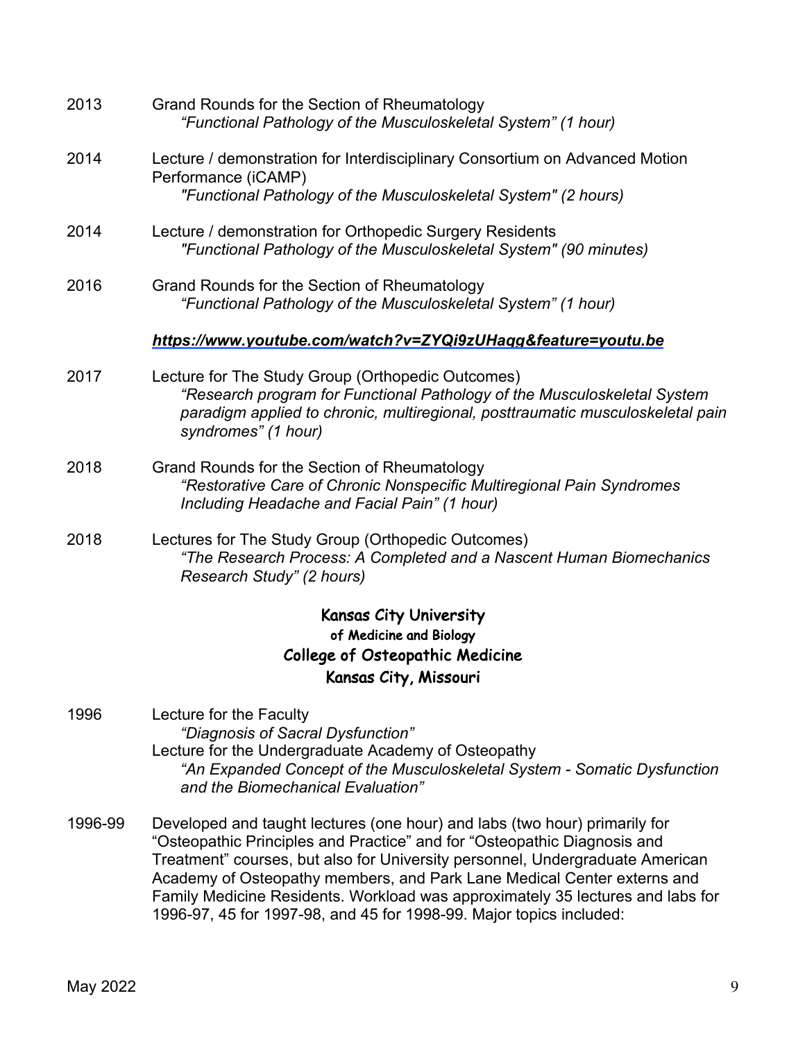2013 Grand Rounds for the Section of Rheumatology
*"Functional Pathology of the Musculoskeletal System" (1 hour)*

2014 Lecture / demonstration for Interdisciplinary Consortium on Advanced Motion Performance (iCAMP)
*"Functional Pathology of the Musculoskeletal System" (2 hours)*

2014 Lecture / demonstration for Orthopedic Surgery Residents
*"Functional Pathology of the Musculoskeletal System" (90 minutes)*

2016 Grand Rounds for the Section of Rheumatology
*"Functional Pathology of the Musculoskeletal System" (1 hour)*

***https://www.youtube.com/watch?v=ZYQi9zUHaqg&feature=youtu.be***

2017 Lecture for The Study Group (Orthopedic Outcomes)
*"Research program for Functional Pathology of the Musculoskeletal System paradigm applied to chronic, multiregional, posttraumatic musculoskeletal pain syndromes" (1 hour)*

2018 Grand Rounds for the Section of Rheumatology
*"Restorative Care of Chronic Nonspecific Multiregional Pain Syndromes Including Headache and Facial Pain" (1 hour)*

2018 Lectures for The Study Group (Orthopedic Outcomes)
*"The Research Process: A Completed and a Nascent Human Biomechanics Research Study" (2 hours)*

## Kansas City University of Medicine and Biology College of Osteopathic Medicine Kansas City, Missouri

1996 Lecture for the Faculty
*"Diagnosis of Sacral Dysfunction"*
Lecture for the Undergraduate Academy of Osteopathy
*"An Expanded Concept of the Musculoskeletal System - Somatic Dysfunction and the Biomechanical Evaluation"*

1996-99 Developed and taught lectures (one hour) and labs (two hour) primarily for "Osteopathic Principles and Practice" and for "Osteopathic Diagnosis and Treatment" courses, but also for University personnel, Undergraduate American Academy of Osteopathy members, and Park Lane Medical Center externs and Family Medicine Residents. Workload was approximately 35 lectures and labs for 1996-97, 45 for 1997-98, and 45 for 1998-99. Major topics included: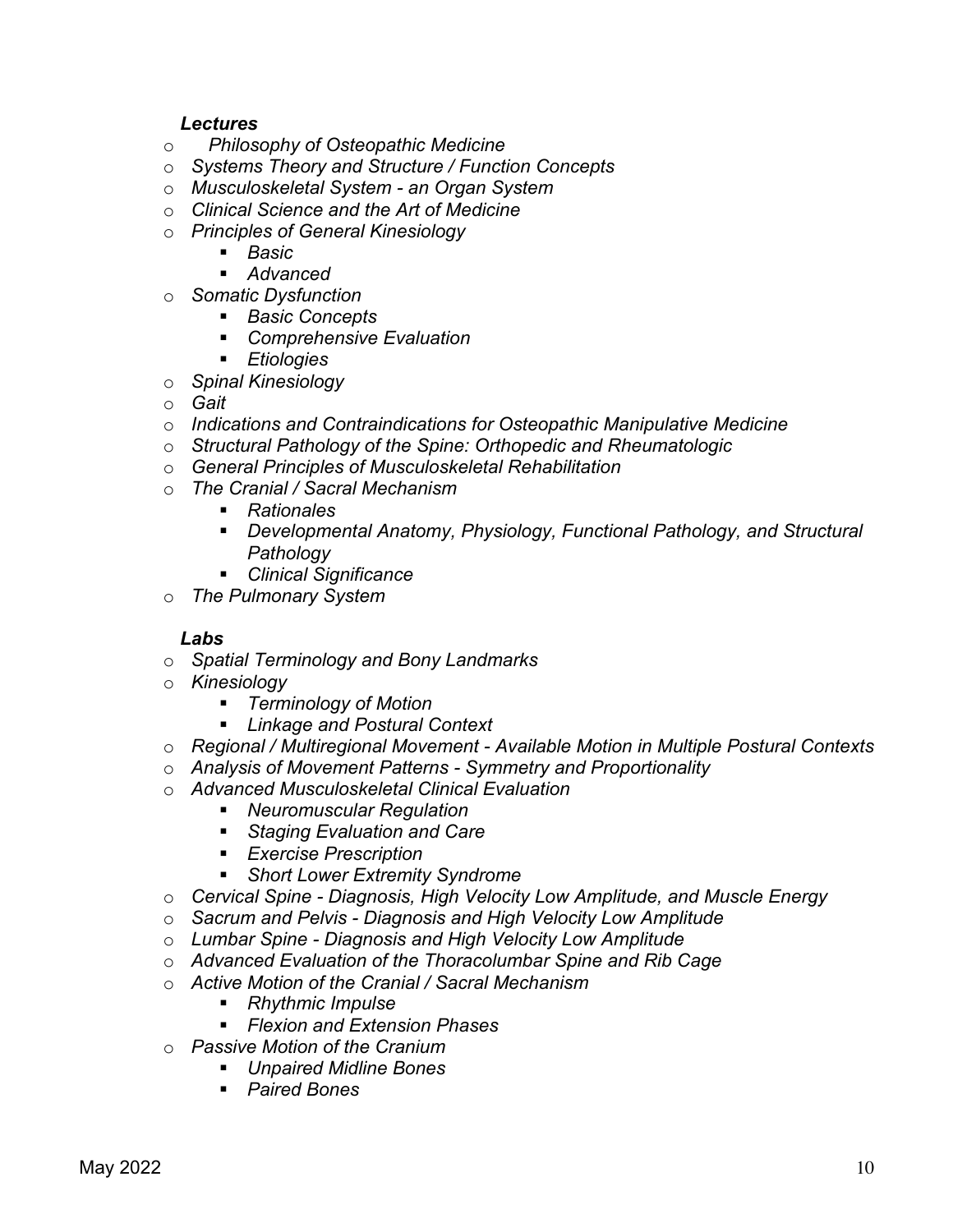***Lectures***

- *Philosophy of Osteopathic Medicine*
- *Systems Theory and Structure / Function Concepts*
- *Musculoskeletal System - an Organ System*
- *Clinical Science and the Art of Medicine*
- *Principles of General Kinesiology*
    - *Basic*
    - *Advanced*
- *Somatic Dysfunction*
    - *Basic Concepts*
    - *Comprehensive Evaluation*
    - *Etiologies*
- *Spinal Kinesiology*
- *Gait*
- *Indications and Contraindications for Osteopathic Manipulative Medicine*
- *Structural Pathology of the Spine: Orthopedic and Rheumatologic*
- *General Principles of Musculoskeletal Rehabilitation*
- *The Cranial / Sacral Mechanism*
    - *Rationales*
    - *Developmental Anatomy, Physiology, Functional Pathology, and Structural Pathology*
    - *Clinical Significance*
- *The Pulmonary System*

***Labs***

- *Spatial Terminology and Bony Landmarks*
- *Kinesiology*
    - *Terminology of Motion*
    - *Linkage and Postural Context*
- *Regional / Multiregional Movement - Available Motion in Multiple Postural Contexts*
- *Analysis of Movement Patterns - Symmetry and Proportionality*
- *Advanced Musculoskeletal Clinical Evaluation*
    - *Neuromuscular Regulation*
    - *Staging Evaluation and Care*
    - *Exercise Prescription*
    - *Short Lower Extremity Syndrome*
- *Cervical Spine - Diagnosis, High Velocity Low Amplitude, and Muscle Energy*
- *Sacrum and Pelvis - Diagnosis and High Velocity Low Amplitude*
- *Lumbar Spine - Diagnosis and High Velocity Low Amplitude*
- *Advanced Evaluation of the Thoracolumbar Spine and Rib Cage*
- *Active Motion of the Cranial / Sacral Mechanism*
    - *Rhythmic Impulse*
    - *Flexion and Extension Phases*
- *Passive Motion of the Cranium*
    - *Unpaired Midline Bones*
    - *Paired Bones*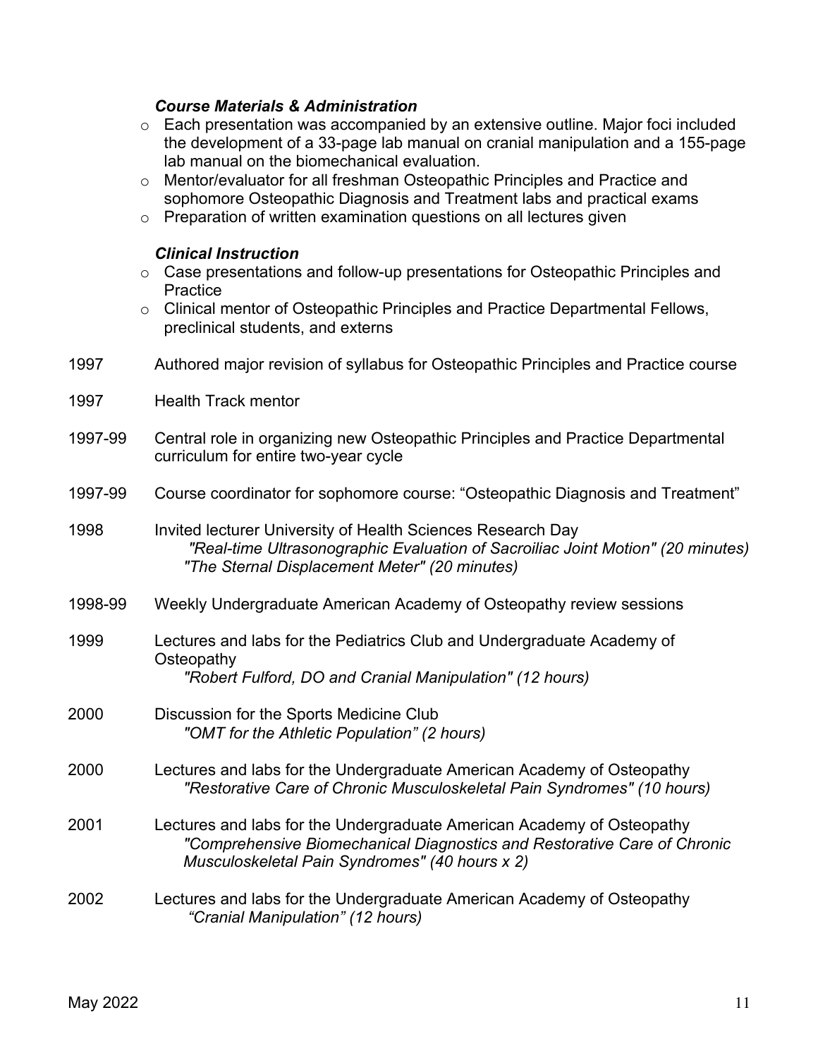***Course Materials & Administration***

- Each presentation was accompanied by an extensive outline. Major foci included the development of a 33-page lab manual on cranial manipulation and a 155-page lab manual on the biomechanical evaluation.
- Mentor/evaluator for all freshman Osteopathic Principles and Practice and sophomore Osteopathic Diagnosis and Treatment labs and practical exams
- Preparation of written examination questions on all lectures given

***Clinical Instruction***

- Case presentations and follow-up presentations for Osteopathic Principles and Practice
- Clinical mentor of Osteopathic Principles and Practice Departmental Fellows, preclinical students, and externs

1997 Authored major revision of syllabus for Osteopathic Principles and Practice course

1997 Health Track mentor

1997-99 Central role in organizing new Osteopathic Principles and Practice Departmental curriculum for entire two-year cycle

1997-99 Course coordinator for sophomore course: "Osteopathic Diagnosis and Treatment"

1998 Invited lecturer University of Health Sciences Research Day
*"Real-time Ultrasonographic Evaluation of Sacroiliac Joint Motion" (20 minutes)*
*"The Sternal Displacement Meter" (20 minutes)*

1998-99 Weekly Undergraduate American Academy of Osteopathy review sessions

1999 Lectures and labs for the Pediatrics Club and Undergraduate Academy of Osteopathy
*"Robert Fulford, DO and Cranial Manipulation" (12 hours)*

2000 Discussion for the Sports Medicine Club
*"OMT for the Athletic Population" (2 hours)*

2000 Lectures and labs for the Undergraduate American Academy of Osteopathy
*"Restorative Care of Chronic Musculoskeletal Pain Syndromes" (10 hours)*

2001 Lectures and labs for the Undergraduate American Academy of Osteopathy
*"Comprehensive Biomechanical Diagnostics and Restorative Care of Chronic Musculoskeletal Pain Syndromes" (40 hours x 2)*

2002 Lectures and labs for the Undergraduate American Academy of Osteopathy
*"Cranial Manipulation" (12 hours)*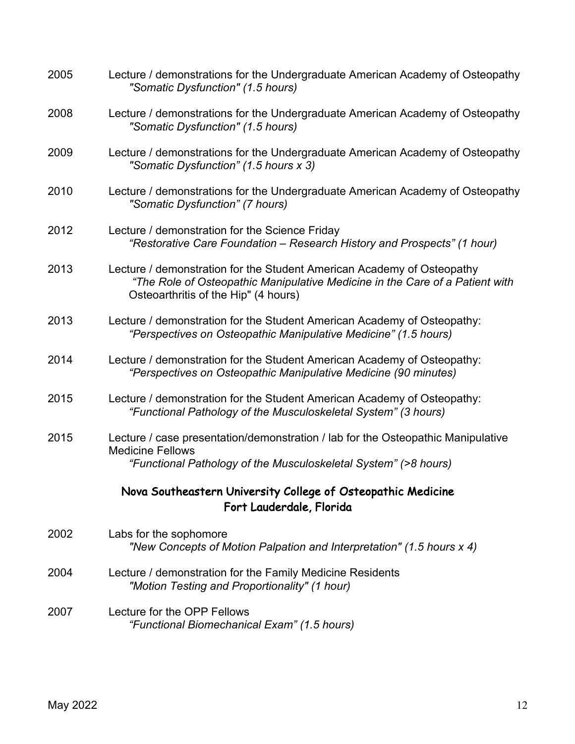2005 Lecture / demonstrations for the Undergraduate American Academy of Osteopathy
*"Somatic Dysfunction" (1.5 hours)*

2008 Lecture / demonstrations for the Undergraduate American Academy of Osteopathy
*"Somatic Dysfunction" (1.5 hours)*

2009 Lecture / demonstrations for the Undergraduate American Academy of Osteopathy
*"Somatic Dysfunction" (1.5 hours x 3)*

2010 Lecture / demonstrations for the Undergraduate American Academy of Osteopathy
*"Somatic Dysfunction" (7 hours)*

2012 Lecture / demonstration for the Science Friday
*"Restorative Care Foundation – Research History and Prospects" (1 hour)*

2013 Lecture / demonstration for the Student American Academy of Osteopathy
*"The Role of Osteopathic Manipulative Medicine in the Care of a Patient with* Osteoarthritis of the Hip" (4 hours)

2013 Lecture / demonstration for the Student American Academy of Osteopathy:
*"Perspectives on Osteopathic Manipulative Medicine" (1.5 hours)*

2014 Lecture / demonstration for the Student American Academy of Osteopathy:
*"Perspectives on Osteopathic Manipulative Medicine (90 minutes)*

2015 Lecture / demonstration for the Student American Academy of Osteopathy:
*"Functional Pathology of the Musculoskeletal System" (3 hours)*

2015 Lecture / case presentation/demonstration / lab for the Osteopathic Manipulative Medicine Fellows
*"Functional Pathology of the Musculoskeletal System" (>8 hours)*

## Nova Southeastern University College of Osteopathic Medicine
## Fort Lauderdale, Florida

2002 Labs for the sophomore
*"New Concepts of Motion Palpation and Interpretation" (1.5 hours x 4)*

2004 Lecture / demonstration for the Family Medicine Residents
*"Motion Testing and Proportionality" (1 hour)*

2007 Lecture for the OPP Fellows
*"Functional Biomechanical Exam" (1.5 hours)*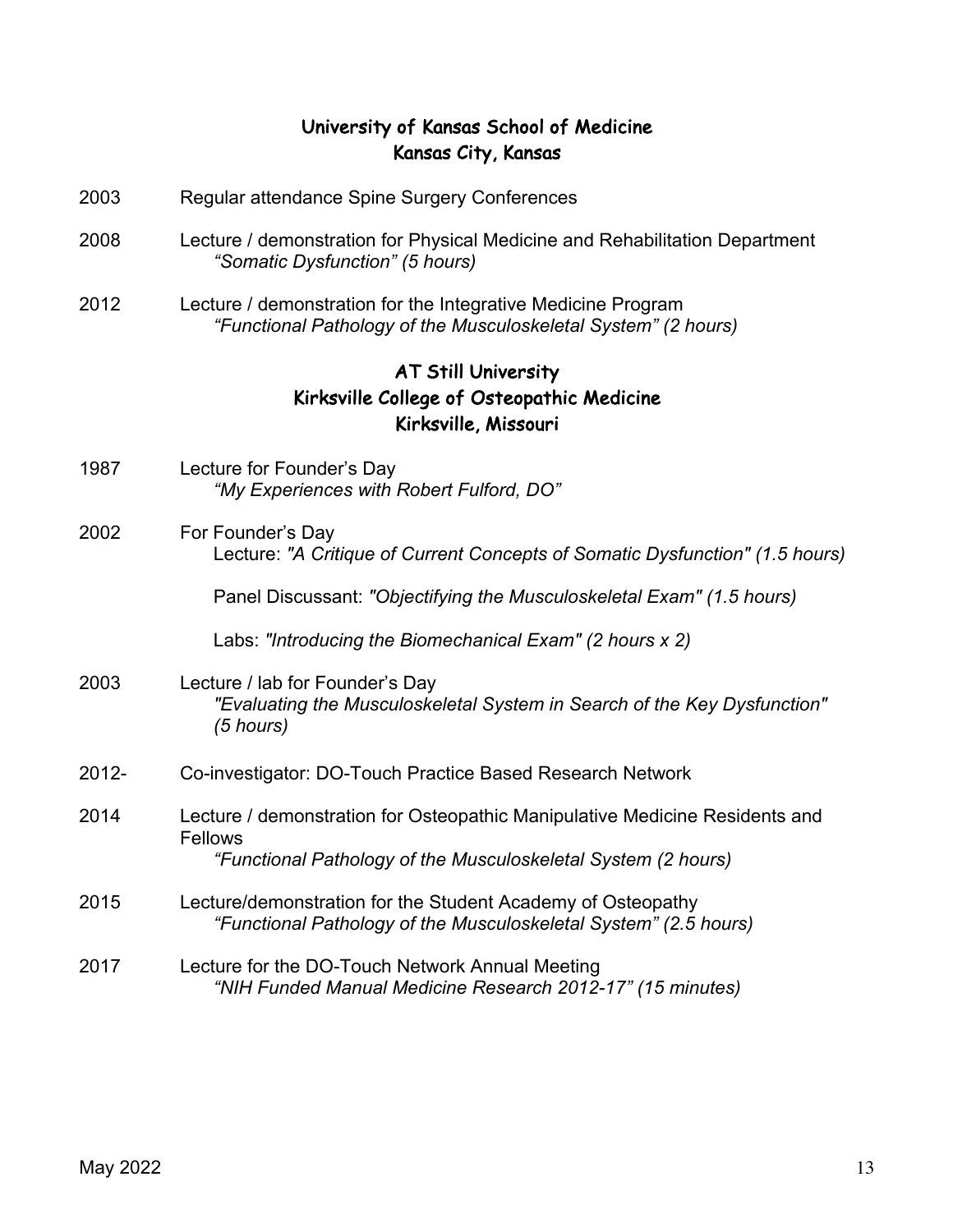## University of Kansas School of Medicine
## Kansas City, Kansas

2003 Regular attendance Spine Surgery Conferences

2008 Lecture / demonstration for Physical Medicine and Rehabilitation Department
*"Somatic Dysfunction" (5 hours)*

2012 Lecture / demonstration for the Integrative Medicine Program
*"Functional Pathology of the Musculoskeletal System" (2 hours)*

## AT Still University
## Kirksville College of Osteopathic Medicine
## Kirksville, Missouri

1987 Lecture for Founder's Day
*"My Experiences with Robert Fulford, DO"*

2002 For Founder's Day
Lecture: *"A Critique of Current Concepts of Somatic Dysfunction" (1.5 hours)*

Panel Discussant: *"Objectifying the Musculoskeletal Exam" (1.5 hours)*

Labs: *"Introducing the Biomechanical Exam" (2 hours x 2)*

2003 Lecture / lab for Founder's Day
*"Evaluating the Musculoskeletal System in Search of the Key Dysfunction" (5 hours)*

2012- Co-investigator: DO-Touch Practice Based Research Network

2014 Lecture / demonstration for Osteopathic Manipulative Medicine Residents and Fellows
*"Functional Pathology of the Musculoskeletal System (2 hours)*

2015 Lecture/demonstration for the Student Academy of Osteopathy
*"Functional Pathology of the Musculoskeletal System" (2.5 hours)*

2017 Lecture for the DO-Touch Network Annual Meeting
*"NIH Funded Manual Medicine Research 2012-17" (15 minutes)*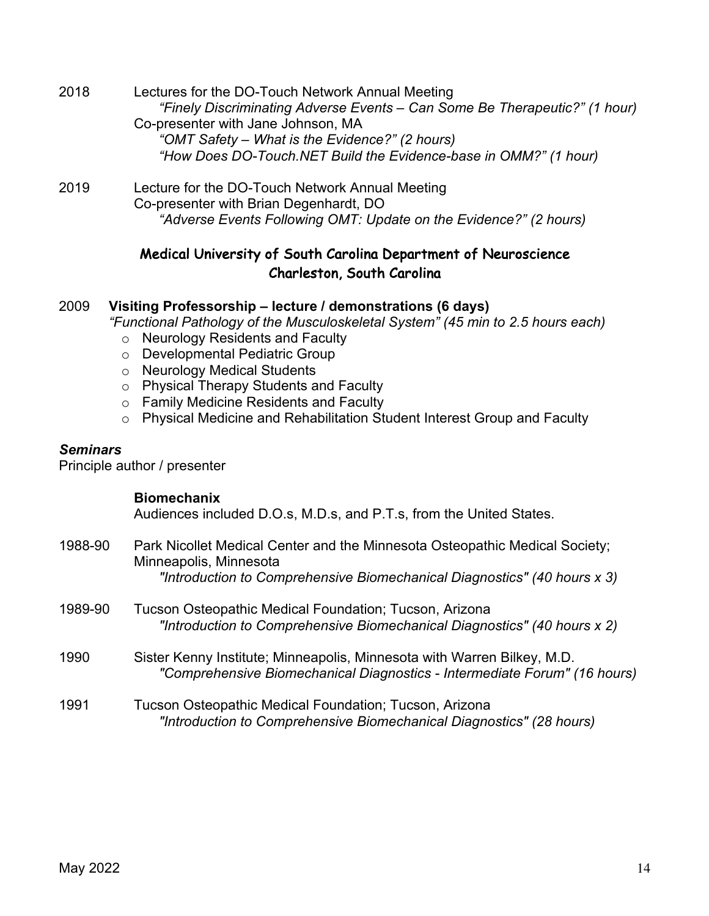2018 Lectures for the DO-Touch Network Annual Meeting

*"Finely Discriminating Adverse Events – Can Some Be Therapeutic?" (1 hour)*

Co-presenter with Jane Johnson, MA

*"OMT Safety – What is the Evidence?" (2 hours)*

*"How Does DO-Touch.NET Build the Evidence-base in OMM?" (1 hour)*

2019 Lecture for the DO-Touch Network Annual Meeting

Co-presenter with Brian Degenhardt, DO

*"Adverse Events Following OMT: Update on the Evidence?" (2 hours)*

## Medical University of South Carolina Department of Neuroscience
## Charleston, South Carolina

2009 **Visiting Professorship – lecture / demonstrations (6 days)**

*"Functional Pathology of the Musculoskeletal System" (45 min to 2.5 hours each)*

- Neurology Residents and Faculty
- Developmental Pediatric Group
- Neurology Medical Students
- Physical Therapy Students and Faculty
- Family Medicine Residents and Faculty
- Physical Medicine and Rehabilitation Student Interest Group and Faculty

### *Seminars*

Principle author / presenter

**Biomechanix**

Audiences included D.O.s, M.D.s, and P.T.s, from the United States.

1988-90 Park Nicollet Medical Center and the Minnesota Osteopathic Medical Society; Minneapolis, Minnesota

*"Introduction to Comprehensive Biomechanical Diagnostics" (40 hours x 3)*

1989-90 Tucson Osteopathic Medical Foundation; Tucson, Arizona

*"Introduction to Comprehensive Biomechanical Diagnostics" (40 hours x 2)*

1990 Sister Kenny Institute; Minneapolis, Minnesota with Warren Bilkey, M.D.

*"Comprehensive Biomechanical Diagnostics - Intermediate Forum" (16 hours)*

1991 Tucson Osteopathic Medical Foundation; Tucson, Arizona

*"Introduction to Comprehensive Biomechanical Diagnostics" (28 hours)*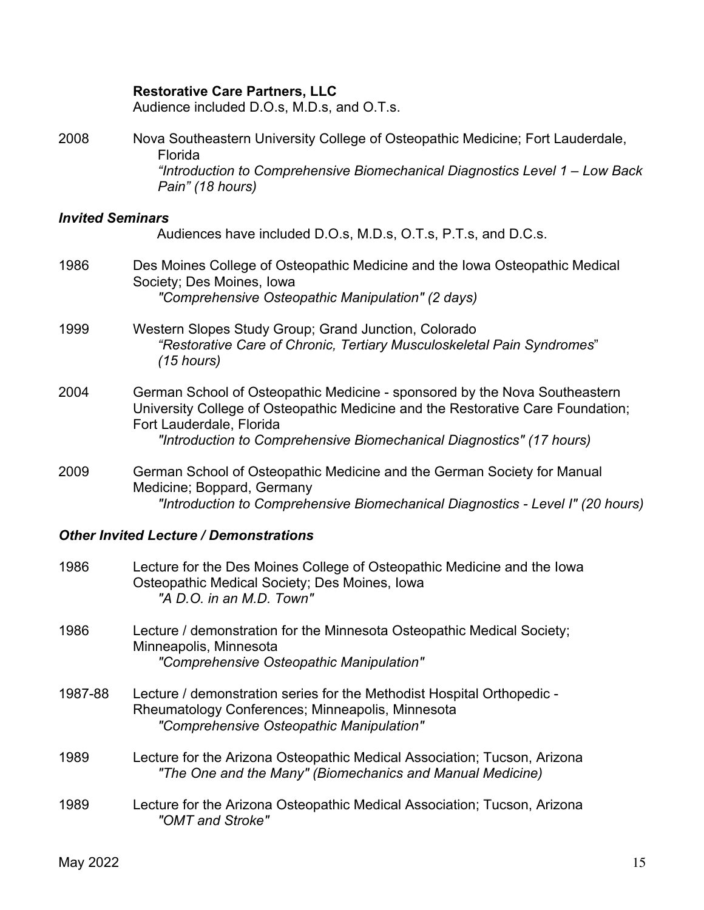**Restorative Care Partners, LLC**
Audience included D.O.s, M.D.s, and O.T.s.

2008 Nova Southeastern University College of Osteopathic Medicine; Fort Lauderdale, Florida
*"Introduction to Comprehensive Biomechanical Diagnostics Level 1 – Low Back Pain" (18 hours)*

### *Invited Seminars*

Audiences have included D.O.s, M.D.s, O.T.s, P.T.s, and D.C.s.

1986 Des Moines College of Osteopathic Medicine and the Iowa Osteopathic Medical Society; Des Moines, Iowa
*"Comprehensive Osteopathic Manipulation" (2 days)*

1999 Western Slopes Study Group; Grand Junction, Colorado
*"Restorative Care of Chronic, Tertiary Musculoskeletal Pain Syndromes" (15 hours)*

2004 German School of Osteopathic Medicine - sponsored by the Nova Southeastern University College of Osteopathic Medicine and the Restorative Care Foundation; Fort Lauderdale, Florida
*"Introduction to Comprehensive Biomechanical Diagnostics" (17 hours)*

2009 German School of Osteopathic Medicine and the German Society for Manual Medicine; Boppard, Germany
*"Introduction to Comprehensive Biomechanical Diagnostics - Level I" (20 hours)*

### *Other Invited Lecture / Demonstrations*

1986 Lecture for the Des Moines College of Osteopathic Medicine and the Iowa Osteopathic Medical Society; Des Moines, Iowa
*"A D.O. in an M.D. Town"*

1986 Lecture / demonstration for the Minnesota Osteopathic Medical Society; Minneapolis, Minnesota
*"Comprehensive Osteopathic Manipulation"*

1987-88 Lecture / demonstration series for the Methodist Hospital Orthopedic - Rheumatology Conferences; Minneapolis, Minnesota
*"Comprehensive Osteopathic Manipulation"*

1989 Lecture for the Arizona Osteopathic Medical Association; Tucson, Arizona
*"The One and the Many" (Biomechanics and Manual Medicine)*

1989 Lecture for the Arizona Osteopathic Medical Association; Tucson, Arizona
*"OMT and Stroke"*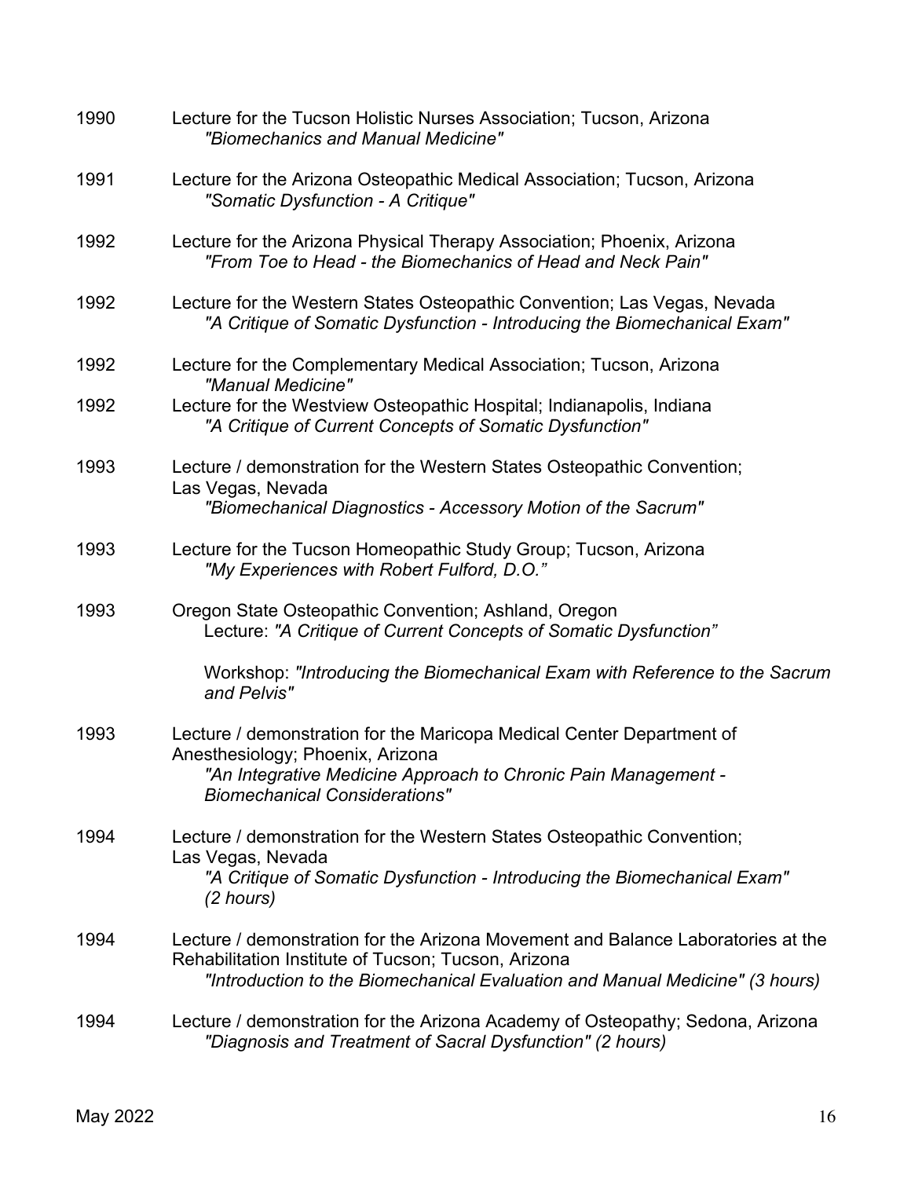1990 Lecture for the Tucson Holistic Nurses Association; Tucson, Arizona
*"Biomechanics and Manual Medicine"*

1991 Lecture for the Arizona Osteopathic Medical Association; Tucson, Arizona
*"Somatic Dysfunction - A Critique"*

1992 Lecture for the Arizona Physical Therapy Association; Phoenix, Arizona
*"From Toe to Head - the Biomechanics of Head and Neck Pain"*

1992 Lecture for the Western States Osteopathic Convention; Las Vegas, Nevada
*"A Critique of Somatic Dysfunction - Introducing the Biomechanical Exam"*

1992 Lecture for the Complementary Medical Association; Tucson, Arizona
*"Manual Medicine"*

1992 Lecture for the Westview Osteopathic Hospital; Indianapolis, Indiana
*"A Critique of Current Concepts of Somatic Dysfunction"*

1993 Lecture / demonstration for the Western States Osteopathic Convention; Las Vegas, Nevada
*"Biomechanical Diagnostics - Accessory Motion of the Sacrum"*

1993 Lecture for the Tucson Homeopathic Study Group; Tucson, Arizona
*"My Experiences with Robert Fulford, D.O."*

1993 Oregon State Osteopathic Convention; Ashland, Oregon
Lecture: *"A Critique of Current Concepts of Somatic Dysfunction"*

Workshop: *"Introducing the Biomechanical Exam with Reference to the Sacrum and Pelvis"*

1993 Lecture / demonstration for the Maricopa Medical Center Department of Anesthesiology; Phoenix, Arizona
*"An Integrative Medicine Approach to Chronic Pain Management - Biomechanical Considerations"*

1994 Lecture / demonstration for the Western States Osteopathic Convention; Las Vegas, Nevada
*"A Critique of Somatic Dysfunction - Introducing the Biomechanical Exam" (2 hours)*

1994 Lecture / demonstration for the Arizona Movement and Balance Laboratories at the Rehabilitation Institute of Tucson; Tucson, Arizona
*"Introduction to the Biomechanical Evaluation and Manual Medicine" (3 hours)*

1994 Lecture / demonstration for the Arizona Academy of Osteopathy; Sedona, Arizona
*"Diagnosis and Treatment of Sacral Dysfunction" (2 hours)*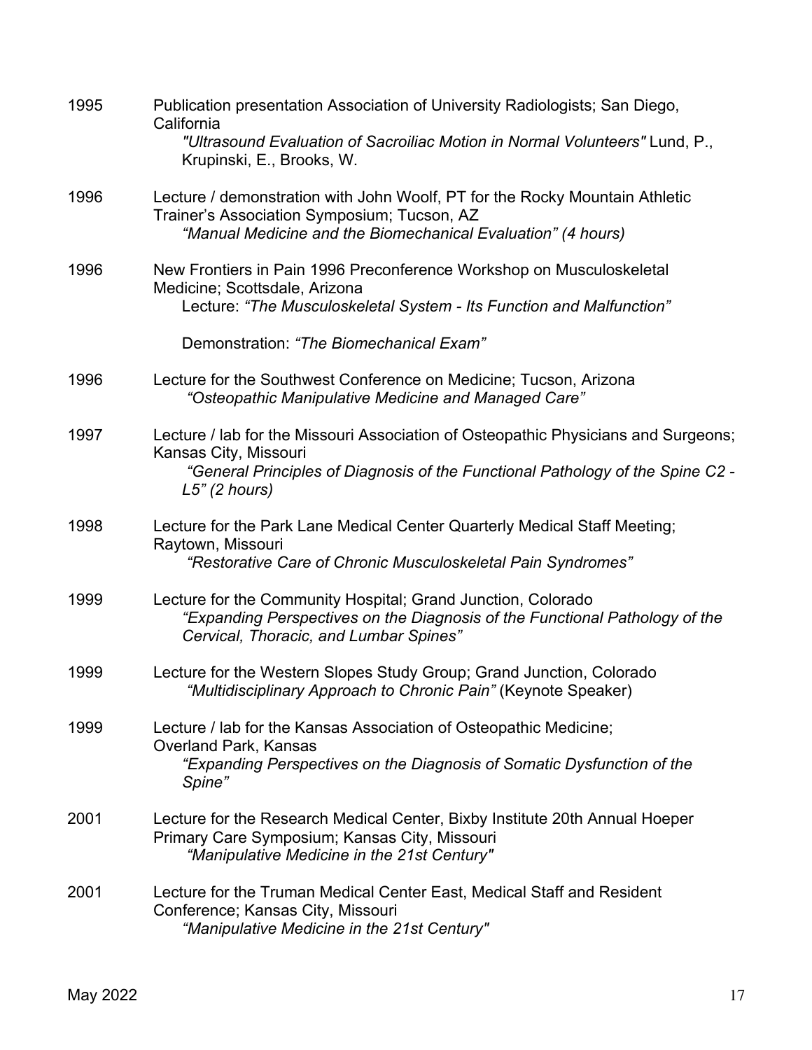1995 Publication presentation Association of University Radiologists; San Diego, California
*"Ultrasound Evaluation of Sacroiliac Motion in Normal Volunteers"* Lund, P., Krupinski, E., Brooks, W.

1996 Lecture / demonstration with John Woolf, PT for the Rocky Mountain Athletic Trainer's Association Symposium; Tucson, AZ
*"Manual Medicine and the Biomechanical Evaluation" (4 hours)*

1996 New Frontiers in Pain 1996 Preconference Workshop on Musculoskeletal Medicine; Scottsdale, Arizona
Lecture: *"The Musculoskeletal System - Its Function and Malfunction"*

Demonstration: *"The Biomechanical Exam"*

1996 Lecture for the Southwest Conference on Medicine; Tucson, Arizona
*"Osteopathic Manipulative Medicine and Managed Care"*

1997 Lecture / lab for the Missouri Association of Osteopathic Physicians and Surgeons; Kansas City, Missouri
*"General Principles of Diagnosis of the Functional Pathology of the Spine C2 - L5" (2 hours)*

1998 Lecture for the Park Lane Medical Center Quarterly Medical Staff Meeting; Raytown, Missouri
*"Restorative Care of Chronic Musculoskeletal Pain Syndromes"*

1999 Lecture for the Community Hospital; Grand Junction, Colorado
*"Expanding Perspectives on the Diagnosis of the Functional Pathology of the Cervical, Thoracic, and Lumbar Spines"*

1999 Lecture for the Western Slopes Study Group; Grand Junction, Colorado
*"Multidisciplinary Approach to Chronic Pain"* (Keynote Speaker)

1999 Lecture / lab for the Kansas Association of Osteopathic Medicine; Overland Park, Kansas
*"Expanding Perspectives on the Diagnosis of Somatic Dysfunction of the Spine"*

2001 Lecture for the Research Medical Center, Bixby Institute 20th Annual Hoeper Primary Care Symposium; Kansas City, Missouri
*"Manipulative Medicine in the 21st Century"*

2001 Lecture for the Truman Medical Center East, Medical Staff and Resident Conference; Kansas City, Missouri
*"Manipulative Medicine in the 21st Century"*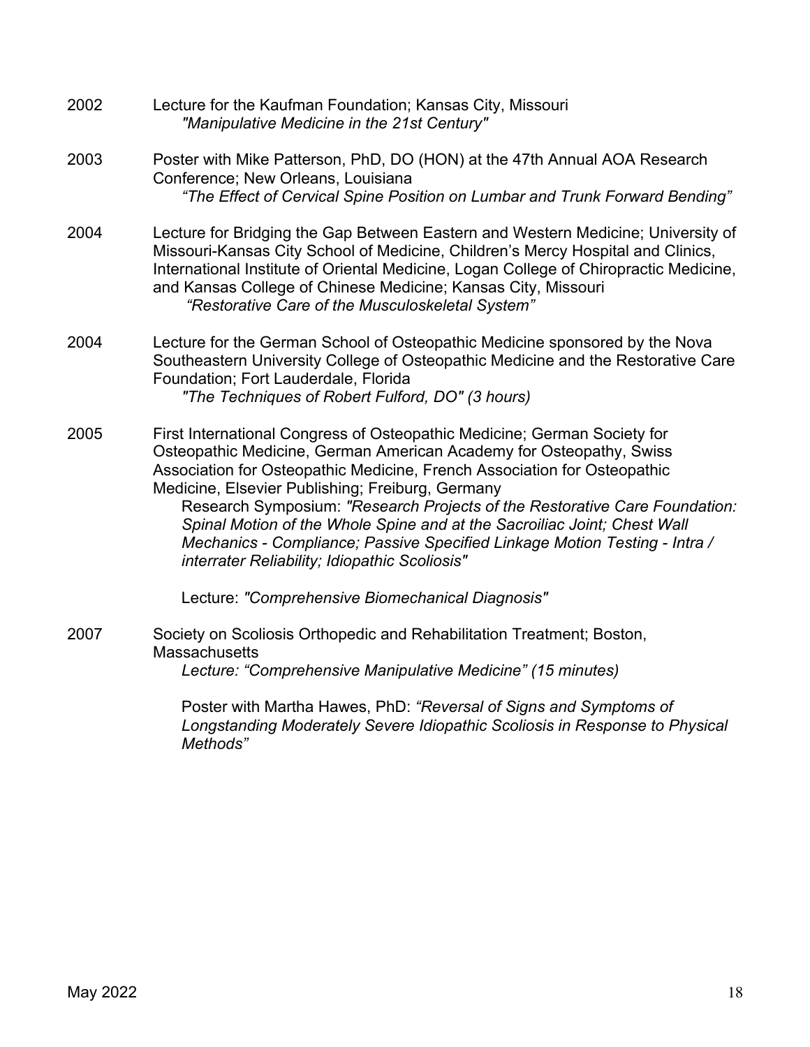2002 Lecture for the Kaufman Foundation; Kansas City, Missouri
*"Manipulative Medicine in the 21st Century"*

2003 Poster with Mike Patterson, PhD, DO (HON) at the 47th Annual AOA Research Conference; New Orleans, Louisiana
*"The Effect of Cervical Spine Position on Lumbar and Trunk Forward Bending"*

2004 Lecture for Bridging the Gap Between Eastern and Western Medicine; University of Missouri-Kansas City School of Medicine, Children's Mercy Hospital and Clinics, International Institute of Oriental Medicine, Logan College of Chiropractic Medicine, and Kansas College of Chinese Medicine; Kansas City, Missouri
*"Restorative Care of the Musculoskeletal System"*

2004 Lecture for the German School of Osteopathic Medicine sponsored by the Nova Southeastern University College of Osteopathic Medicine and the Restorative Care Foundation; Fort Lauderdale, Florida
*"The Techniques of Robert Fulford, DO" (3 hours)*

2005 First International Congress of Osteopathic Medicine; German Society for Osteopathic Medicine, German American Academy for Osteopathy, Swiss Association for Osteopathic Medicine, French Association for Osteopathic Medicine, Elsevier Publishing; Freiburg, Germany
Research Symposium: *"Research Projects of the Restorative Care Foundation: Spinal Motion of the Whole Spine and at the Sacroiliac Joint; Chest Wall Mechanics - Compliance; Passive Specified Linkage Motion Testing - Intra / interrater Reliability; Idiopathic Scoliosis"*

Lecture: *"Comprehensive Biomechanical Diagnosis"*

2007 Society on Scoliosis Orthopedic and Rehabilitation Treatment; Boston, Massachusetts
*Lecture: "Comprehensive Manipulative Medicine" (15 minutes)*

Poster with Martha Hawes, PhD: *"Reversal of Signs and Symptoms of Longstanding Moderately Severe Idiopathic Scoliosis in Response to Physical Methods"*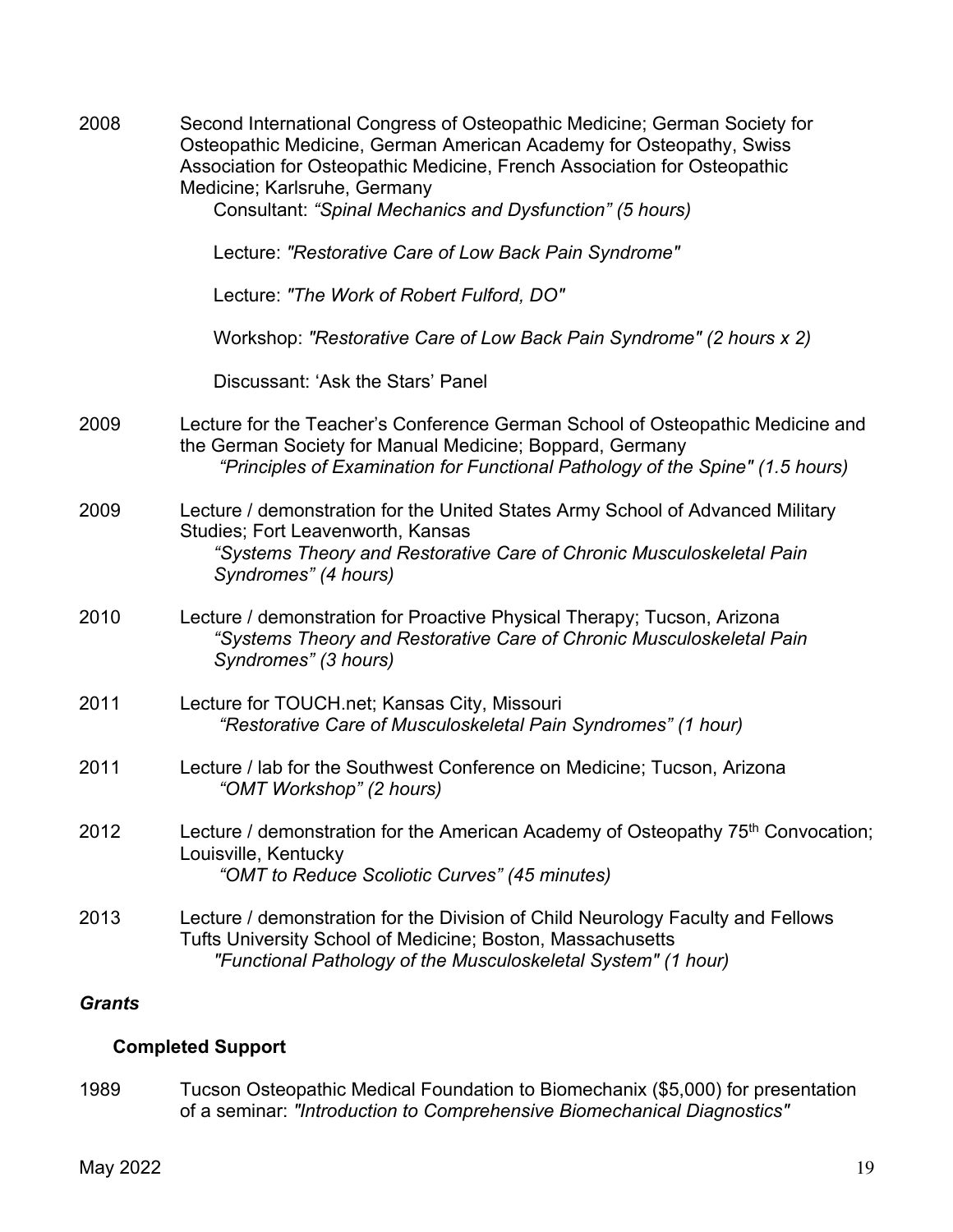2008 Second International Congress of Osteopathic Medicine; German Society for Osteopathic Medicine, German American Academy for Osteopathy, Swiss Association for Osteopathic Medicine, French Association for Osteopathic Medicine; Karlsruhe, Germany

Consultant: *"Spinal Mechanics and Dysfunction" (5 hours)*

Lecture: *"Restorative Care of Low Back Pain Syndrome"*

Lecture: *"The Work of Robert Fulford, DO"*

Workshop: *"Restorative Care of Low Back Pain Syndrome" (2 hours x 2)*

Discussant: 'Ask the Stars' Panel

2009 Lecture for the Teacher's Conference German School of Osteopathic Medicine and the German Society for Manual Medicine; Boppard, Germany
*"Principles of Examination for Functional Pathology of the Spine" (1.5 hours)*

2009 Lecture / demonstration for the United States Army School of Advanced Military Studies; Fort Leavenworth, Kansas
*"Systems Theory and Restorative Care of Chronic Musculoskeletal Pain Syndromes" (4 hours)*

2010 Lecture / demonstration for Proactive Physical Therapy; Tucson, Arizona
*"Systems Theory and Restorative Care of Chronic Musculoskeletal Pain Syndromes" (3 hours)*

2011 Lecture for TOUCH.net; Kansas City, Missouri
*"Restorative Care of Musculoskeletal Pain Syndromes" (1 hour)*

2011 Lecture / lab for the Southwest Conference on Medicine; Tucson, Arizona
*"OMT Workshop" (2 hours)*

2012 Lecture / demonstration for the American Academy of Osteopathy 75th Convocation; Louisville, Kentucky
*"OMT to Reduce Scoliotic Curves" (45 minutes)*

2013 Lecture / demonstration for the Division of Child Neurology Faculty and Fellows Tufts University School of Medicine; Boston, Massachusetts
*"Functional Pathology of the Musculoskeletal System" (1 hour)*

### *Grants*

#### Completed Support

1989 Tucson Osteopathic Medical Foundation to Biomechanix ($5,000) for presentation of a seminar: *"Introduction to Comprehensive Biomechanical Diagnostics"*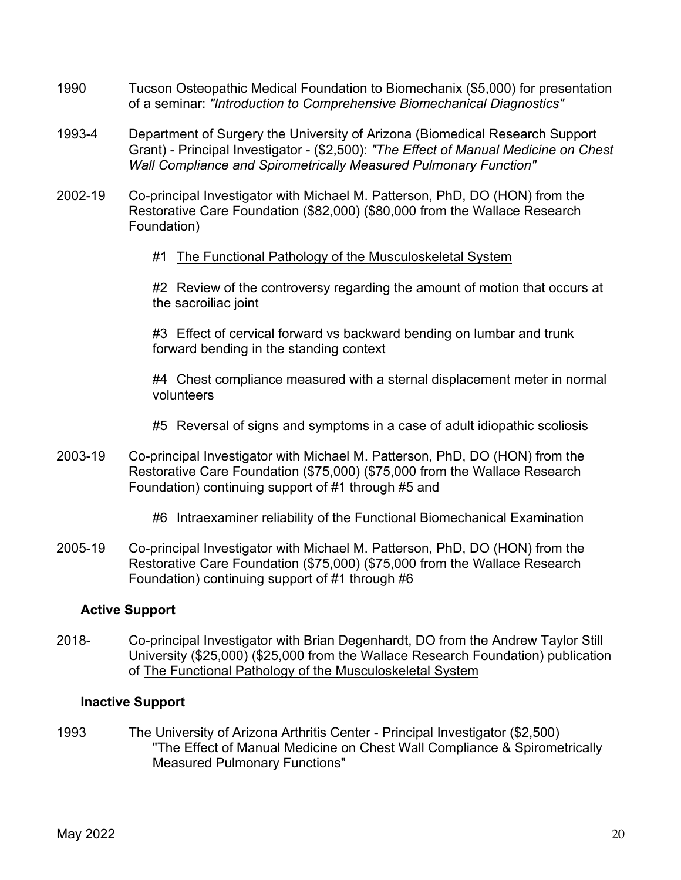1990 Tucson Osteopathic Medical Foundation to Biomechanix ($5,000) for presentation of a seminar: *"Introduction to Comprehensive Biomechanical Diagnostics"*

1993-4 Department of Surgery the University of Arizona (Biomedical Research Support Grant) - Principal Investigator - ($2,500): *"The Effect of Manual Medicine on Chest Wall Compliance and Spirometrically Measured Pulmonary Function"*

2002-19 Co-principal Investigator with Michael M. Patterson, PhD, DO (HON) from the Restorative Care Foundation ($82,000) ($80,000 from the Wallace Research Foundation)

- #1 <u>The Functional Pathology of the Musculoskeletal System</u>
- #2 Review of the controversy regarding the amount of motion that occurs at the sacroiliac joint
- #3 Effect of cervical forward vs backward bending on lumbar and trunk forward bending in the standing context
- #4 Chest compliance measured with a sternal displacement meter in normal volunteers
- #5 Reversal of signs and symptoms in a case of adult idiopathic scoliosis

2003-19 Co-principal Investigator with Michael M. Patterson, PhD, DO (HON) from the Restorative Care Foundation ($75,000) ($75,000 from the Wallace Research Foundation) continuing support of #1 through #5 and

- #6 Intraexaminer reliability of the Functional Biomechanical Examination

2005-19 Co-principal Investigator with Michael M. Patterson, PhD, DO (HON) from the Restorative Care Foundation ($75,000) ($75,000 from the Wallace Research Foundation) continuing support of #1 through #6

**Active Support**

2018- Co-principal Investigator with Brian Degenhardt, DO from the Andrew Taylor Still University ($25,000) ($25,000 from the Wallace Research Foundation) publication of <u>The Functional Pathology of the Musculoskeletal System</u>

**Inactive Support**

1993 The University of Arizona Arthritis Center - Principal Investigator ($2,500) "The Effect of Manual Medicine on Chest Wall Compliance & Spirometrically Measured Pulmonary Functions"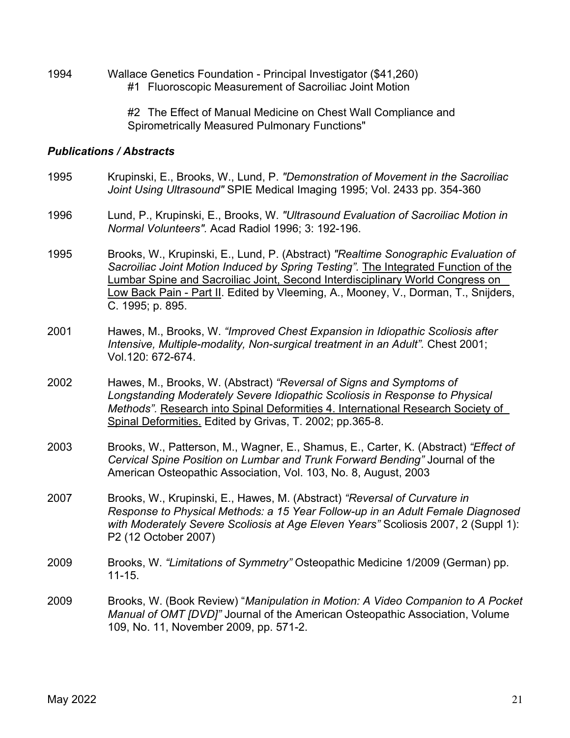1994 Wallace Genetics Foundation - Principal Investigator ($41,260)
#1 Fluoroscopic Measurement of Sacroiliac Joint Motion

#2 The Effect of Manual Medicine on Chest Wall Compliance and Spirometrically Measured Pulmonary Functions"

***Publications / Abstracts***

1995 Krupinski, E., Brooks, W., Lund, P. *"Demonstration of Movement in the Sacroiliac Joint Using Ultrasound"* SPIE Medical Imaging 1995; Vol. 2433 pp. 354-360

1996 Lund, P., Krupinski, E., Brooks, W. *"Ultrasound Evaluation of Sacroiliac Motion in Normal Volunteers".* Acad Radiol 1996; 3: 192-196.

1995 Brooks, W., Krupinski, E., Lund, P. (Abstract) *"Realtime Sonographic Evaluation of Sacroiliac Joint Motion Induced by Spring Testing".* <u>The Integrated Function of the Lumbar Spine and Sacroiliac Joint, Second Interdisciplinary World Congress on Low Back Pain - Part II</u>. Edited by Vleeming, A., Mooney, V., Dorman, T., Snijders, C. 1995; p. 895.

2001 Hawes, M., Brooks, W. *"Improved Chest Expansion in Idiopathic Scoliosis after Intensive, Multiple-modality, Non-surgical treatment in an Adult".* Chest 2001; Vol.120: 672-674.

2002 Hawes, M., Brooks, W. (Abstract) *"Reversal of Signs and Symptoms of Longstanding Moderately Severe Idiopathic Scoliosis in Response to Physical Methods".* <u>Research into Spinal Deformities 4. International Research Society of Spinal Deformities.</u> Edited by Grivas, T. 2002; pp.365-8.

2003 Brooks, W., Patterson, M., Wagner, E., Shamus, E., Carter, K. (Abstract) *"Effect of Cervical Spine Position on Lumbar and Trunk Forward Bending"* Journal of the American Osteopathic Association, Vol. 103, No. 8, August, 2003

2007 Brooks, W., Krupinski, E., Hawes, M. (Abstract) *"Reversal of Curvature in Response to Physical Methods: a 15 Year Follow-up in an Adult Female Diagnosed with Moderately Severe Scoliosis at Age Eleven Years"* Scoliosis 2007, 2 (Suppl 1): P2 (12 October 2007)

2009 Brooks, W. *"Limitations of Symmetry"* Osteopathic Medicine 1/2009 (German) pp. 11-15.

2009 Brooks, W. (Book Review) "*Manipulation in Motion: A Video Companion to A Pocket Manual of OMT [DVD]"* Journal of the American Osteopathic Association, Volume 109, No. 11, November 2009, pp. 571-2.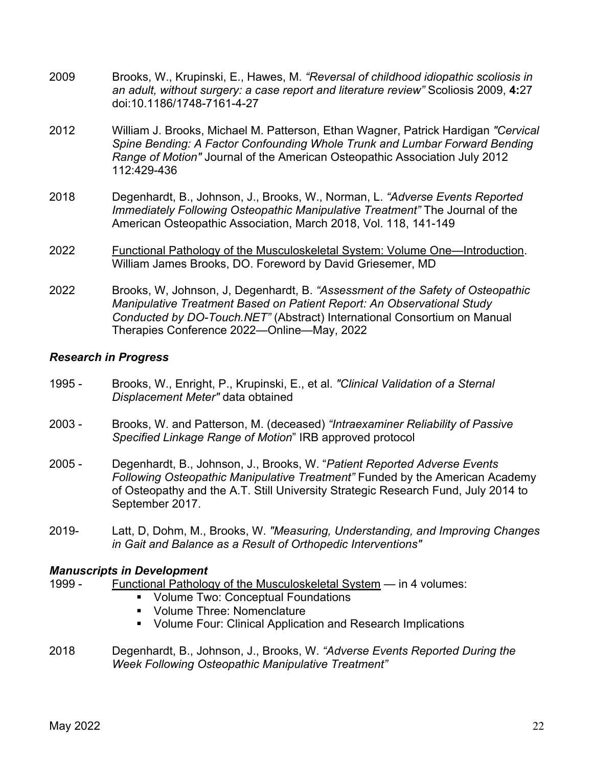2009 Brooks, W., Krupinski, E., Hawes, M. *"Reversal of childhood idiopathic scoliosis in an adult, without surgery: a case report and literature review"* Scoliosis 2009, **4:**27 doi:10.1186/1748-7161-4-27

2012 William J. Brooks, Michael M. Patterson, Ethan Wagner, Patrick Hardigan *"Cervical Spine Bending: A Factor Confounding Whole Trunk and Lumbar Forward Bending Range of Motion"* Journal of the American Osteopathic Association July 2012 112:429-436

2018 Degenhardt, B., Johnson, J., Brooks, W., Norman, L. *"Adverse Events Reported Immediately Following Osteopathic Manipulative Treatment"* The Journal of the American Osteopathic Association, March 2018, Vol. 118, 141-149

2022 Functional Pathology of the Musculoskeletal System: Volume One—Introduction. William James Brooks, DO. Foreword by David Griesemer, MD

2022 Brooks, W, Johnson, J, Degenhardt, B. *"Assessment of the Safety of Osteopathic Manipulative Treatment Based on Patient Report: An Observational Study Conducted by DO-Touch.NET"* (Abstract) International Consortium on Manual Therapies Conference 2022—Online—May, 2022

### *Research in Progress*

1995 - Brooks, W., Enright, P., Krupinski, E., et al. *"Clinical Validation of a Sternal Displacement Meter"* data obtained

2003 - Brooks, W. and Patterson, M. (deceased) *"Intraexaminer Reliability of Passive Specified Linkage Range of Motion"* IRB approved protocol

2005 - Degenhardt, B., Johnson, J., Brooks, W. "*Patient Reported Adverse Events Following Osteopathic Manipulative Treatment"* Funded by the American Academy of Osteopathy and the A.T. Still University Strategic Research Fund, July 2014 to September 2017.

2019- Latt, D, Dohm, M., Brooks, W. *"Measuring, Understanding, and Improving Changes in Gait and Balance as a Result of Orthopedic Interventions"*

### *Manuscripts in Development*

1999 - Functional Pathology of the Musculoskeletal System — in 4 volumes:

- Volume Two: Conceptual Foundations
- Volume Three: Nomenclature
- Volume Four: Clinical Application and Research Implications

2018 Degenhardt, B., Johnson, J., Brooks, W. *"Adverse Events Reported During the Week Following Osteopathic Manipulative Treatment"*

May 2022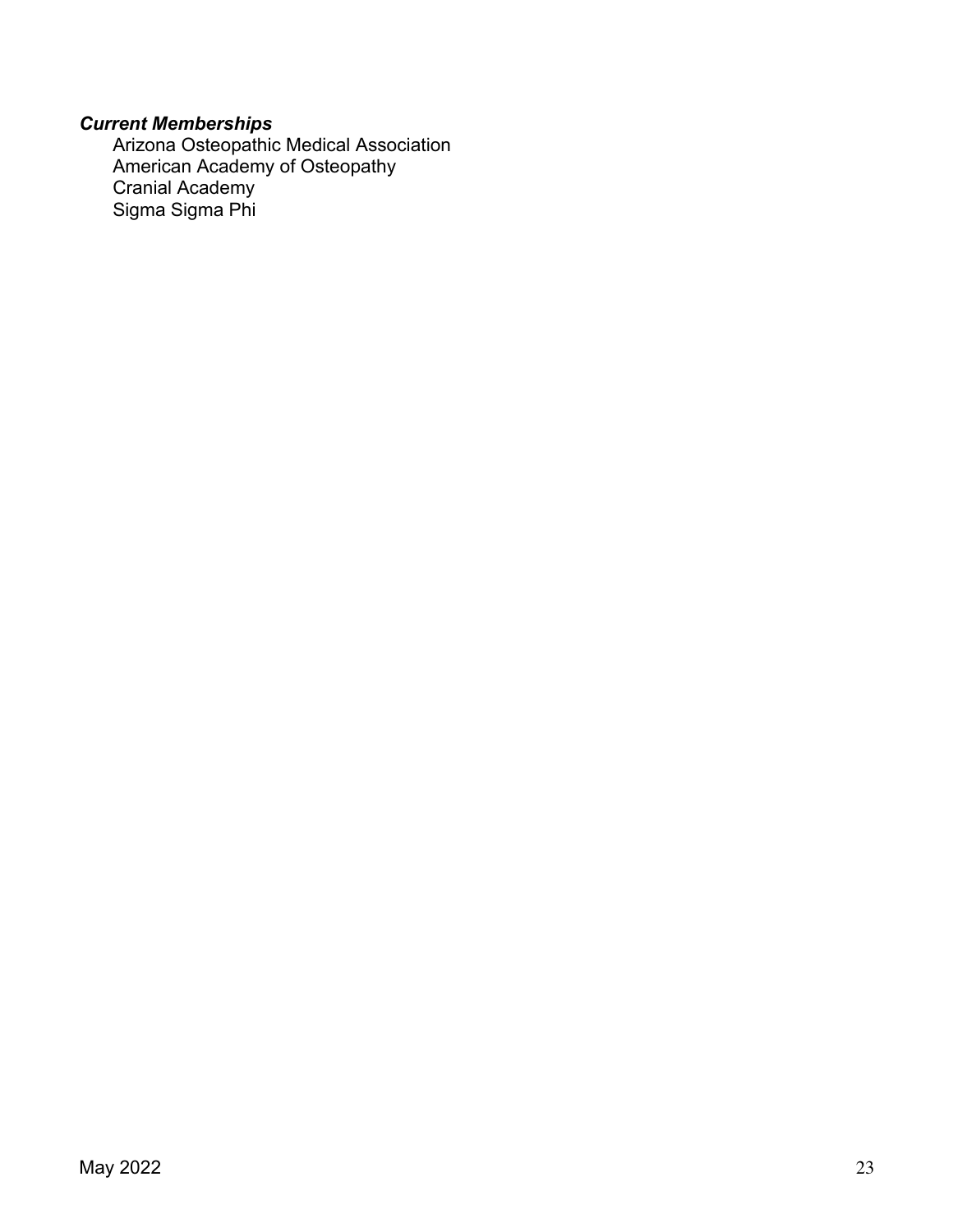***Current Memberships***

Arizona Osteopathic Medical Association
American Academy of Osteopathy
Cranial Academy
Sigma Sigma Phi